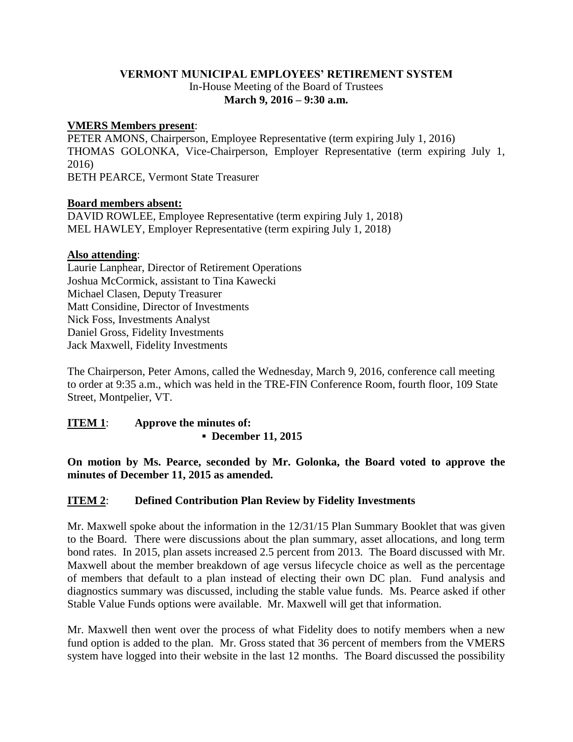**VERMONT MUNICIPAL EMPLOYEES' RETIREMENT SYSTEM**
In-House Meeting of the Board of Trustees
**March 9, 2016 – 9:30 a.m.**

**VMERS Members present**:
PETER AMONS, Chairperson, Employee Representative (term expiring July 1, 2016)
THOMAS GOLONKA, Vice-Chairperson, Employer Representative (term expiring July 1, 2016)
BETH PEARCE, Vermont State Treasurer

**Board members absent:**
DAVID ROWLEE, Employee Representative (term expiring July 1, 2018)
MEL HAWLEY, Employer Representative (term expiring July 1, 2018)

**Also attending**:
Laurie Lanphear, Director of Retirement Operations
Joshua McCormick, assistant to Tina Kawecki
Michael Clasen, Deputy Treasurer
Matt Considine, Director of Investments
Nick Foss, Investments Analyst
Daniel Gross, Fidelity Investments
Jack Maxwell, Fidelity Investments

The Chairperson, Peter Amons, called the Wednesday, March 9, 2016, conference call meeting to order at 9:35 a.m., which was held in the TRE-FIN Conference Room, fourth floor, 109 State Street, Montpelier, VT.

**ITEM 1**: **Approve the minutes of:**

- **December 11, 2015**

**On motion by Ms. Pearce, seconded by Mr. Golonka, the Board voted to approve the minutes of December 11, 2015 as amended.**

**ITEM 2**: **Defined Contribution Plan Review by Fidelity Investments**

Mr. Maxwell spoke about the information in the 12/31/15 Plan Summary Booklet that was given to the Board. There were discussions about the plan summary, asset allocations, and long term bond rates. In 2015, plan assets increased 2.5 percent from 2013. The Board discussed with Mr. Maxwell about the member breakdown of age versus lifecycle choice as well as the percentage of members that default to a plan instead of electing their own DC plan. Fund analysis and diagnostics summary was discussed, including the stable value funds. Ms. Pearce asked if other Stable Value Funds options were available. Mr. Maxwell will get that information.

Mr. Maxwell then went over the process of what Fidelity does to notify members when a new fund option is added to the plan. Mr. Gross stated that 36 percent of members from the VMERS system have logged into their website in the last 12 months. The Board discussed the possibility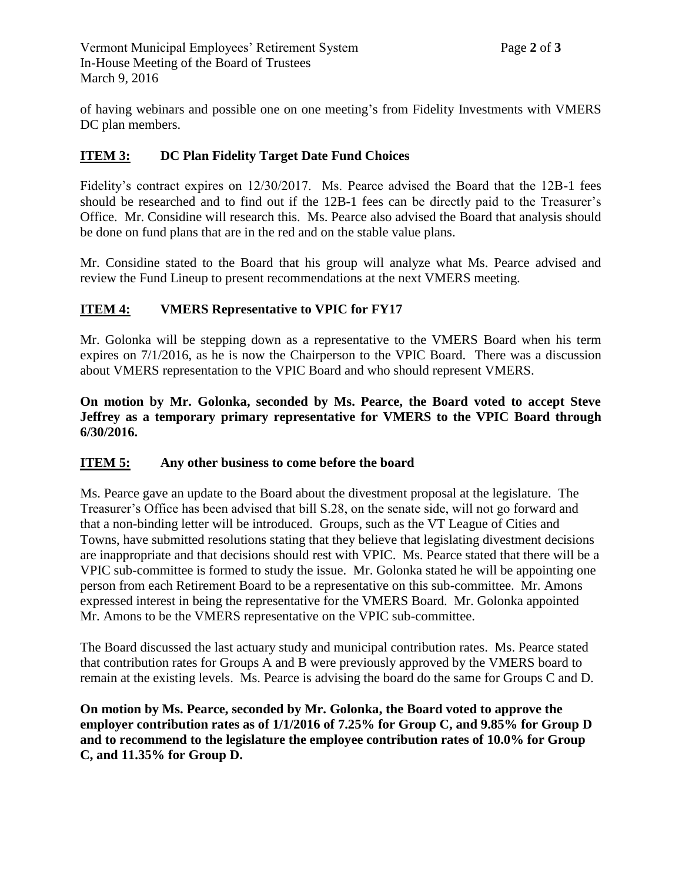of having webinars and possible one on one meeting's from Fidelity Investments with VMERS DC plan members.

## **ITEM 3:** DC Plan Fidelity Target Date Fund Choices

Fidelity's contract expires on 12/30/2017. Ms. Pearce advised the Board that the 12B-1 fees should be researched and to find out if the 12B-1 fees can be directly paid to the Treasurer's Office. Mr. Considine will research this. Ms. Pearce also advised the Board that analysis should be done on fund plans that are in the red and on the stable value plans.

Mr. Considine stated to the Board that his group will analyze what Ms. Pearce advised and review the Fund Lineup to present recommendations at the next VMERS meeting.

## **ITEM 4:** VMERS Representative to VPIC for FY17

Mr. Golonka will be stepping down as a representative to the VMERS Board when his term expires on 7/1/2016, as he is now the Chairperson to the VPIC Board. There was a discussion about VMERS representation to the VPIC Board and who should represent VMERS.

**On motion by Mr. Golonka, seconded by Ms. Pearce, the Board voted to accept Steve Jeffrey as a temporary primary representative for VMERS to the VPIC Board through 6/30/2016.**

## **ITEM 5:** Any other business to come before the board

Ms. Pearce gave an update to the Board about the divestment proposal at the legislature. The Treasurer's Office has been advised that bill S.28, on the senate side, will not go forward and that a non-binding letter will be introduced. Groups, such as the VT League of Cities and Towns, have submitted resolutions stating that they believe that legislating divestment decisions are inappropriate and that decisions should rest with VPIC. Ms. Pearce stated that there will be a VPIC sub-committee is formed to study the issue. Mr. Golonka stated he will be appointing one person from each Retirement Board to be a representative on this sub-committee. Mr. Amons expressed interest in being the representative for the VMERS Board. Mr. Golonka appointed Mr. Amons to be the VMERS representative on the VPIC sub-committee.

The Board discussed the last actuary study and municipal contribution rates. Ms. Pearce stated that contribution rates for Groups A and B were previously approved by the VMERS board to remain at the existing levels. Ms. Pearce is advising the board do the same for Groups C and D.

**On motion by Ms. Pearce, seconded by Mr. Golonka, the Board voted to approve the employer contribution rates as of 1/1/2016 of 7.25% for Group C, and 9.85% for Group D and to recommend to the legislature the employee contribution rates of 10.0% for Group C, and 11.35% for Group D.**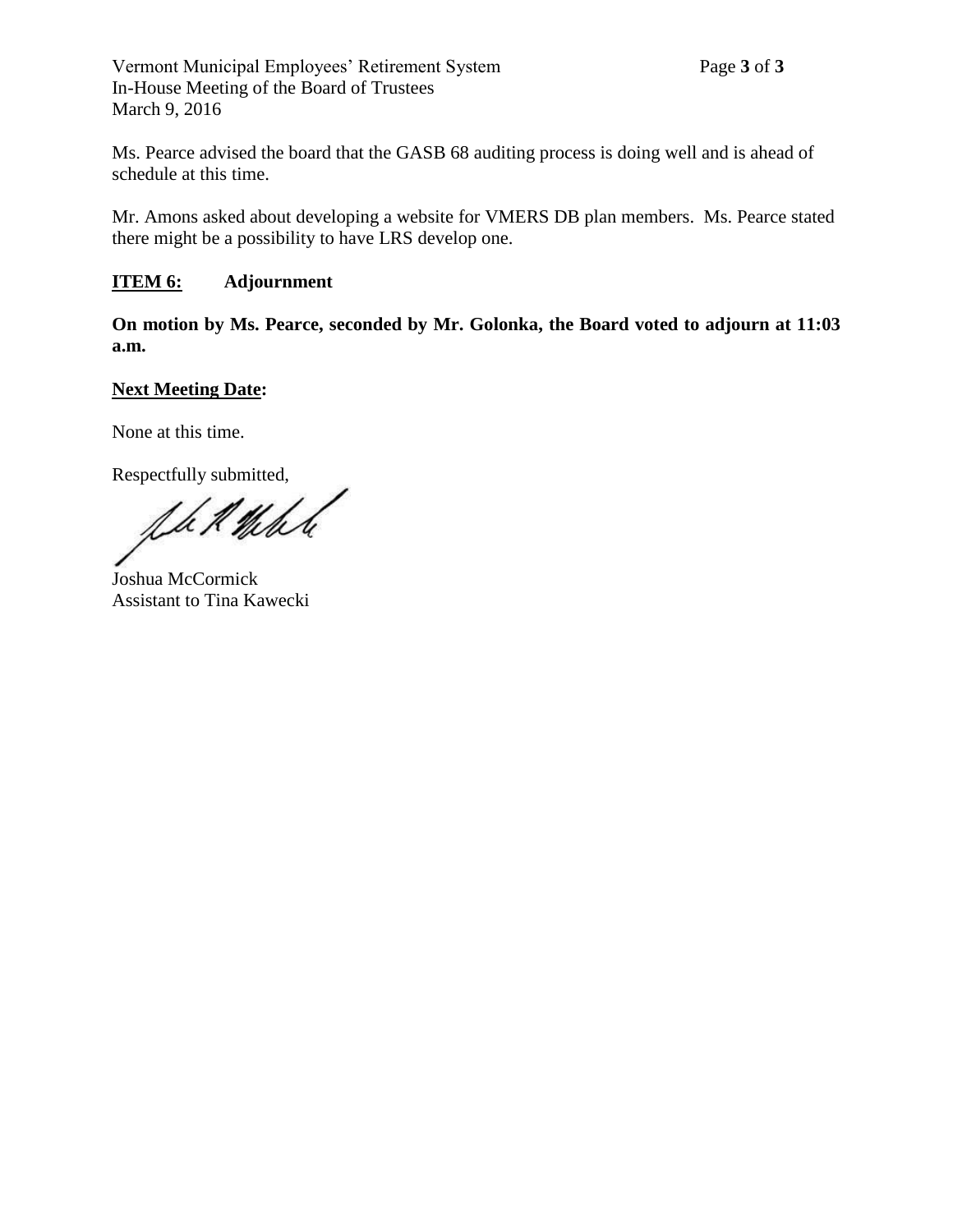Ms. Pearce advised the board that the GASB 68 auditing process is doing well and is ahead of schedule at this time.

Mr. Amons asked about developing a website for VMERS DB plan members. Ms. Pearce stated there might be a possibility to have LRS develop one.

**<u>ITEM 6:</u>  Adjournment**

**On motion by Ms. Pearce, seconded by Mr. Golonka, the Board voted to adjourn at 11:03 a.m.**

**<u>Next Meeting Date</u>:**

None at this time.

Respectfully submitted,

Joshua McCormick
Assistant to Tina Kawecki